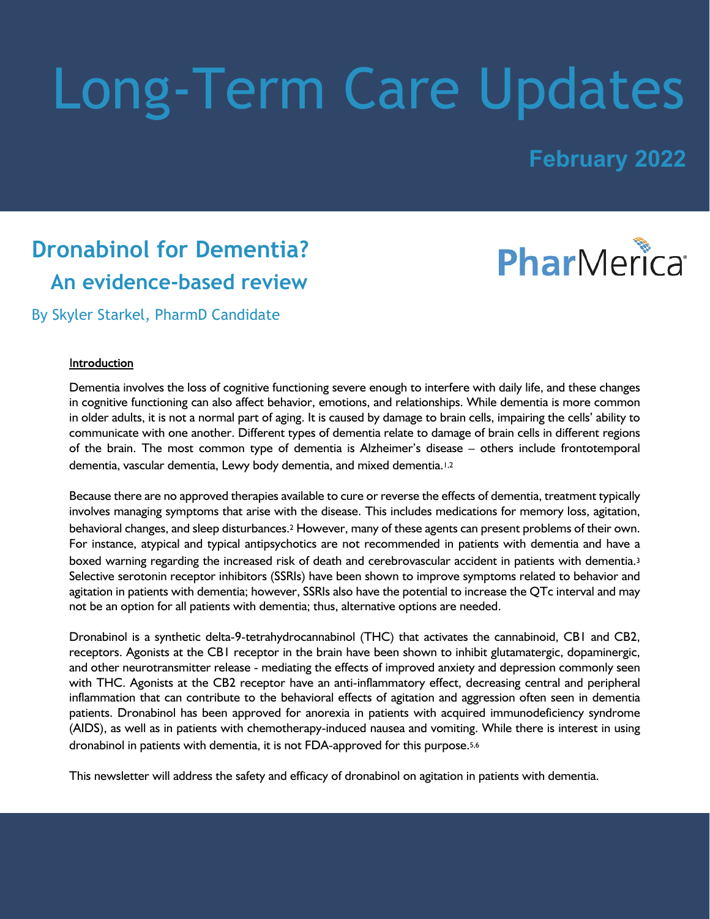# Long-Term Care Updates

**February 2022**

## Dronabinol for Dementia?

### An evidence-based review

PharMerica

By Skyler Starkel, PharmD Candidate

#### Introduction

Dementia involves the loss of cognitive functioning severe enough to interfere with daily life, and these changes in cognitive functioning can also affect behavior, emotions, and relationships. While dementia is more common in older adults, it is not a normal part of aging. It is caused by damage to brain cells, impairing the cells' ability to communicate with one another. Different types of dementia relate to damage of brain cells in different regions of the brain. The most common type of dementia is Alzheimer's disease – others include frontotemporal dementia, vascular dementia, Lewy body dementia, and mixed dementia.[1,2]

Because there are no approved therapies available to cure or reverse the effects of dementia, treatment typically involves managing symptoms that arise with the disease. This includes medications for memory loss, agitation, behavioral changes, and sleep disturbances.[2] However, many of these agents can present problems of their own. For instance, atypical and typical antipsychotics are not recommended in patients with dementia and have a boxed warning regarding the increased risk of death and cerebrovascular accident in patients with dementia.[3] Selective serotonin receptor inhibitors (SSRIs) have been shown to improve symptoms related to behavior and agitation in patients with dementia; however, SSRIs also have the potential to increase the QTc interval and may not be an option for all patients with dementia; thus, alternative options are needed.

Dronabinol is a synthetic delta-9-tetrahydrocannabinol (THC) that activates the cannabinoid, CB1 and CB2, receptors. Agonists at the CB1 receptor in the brain have been shown to inhibit glutamatergic, dopaminergic, and other neurotransmitter release - mediating the effects of improved anxiety and depression commonly seen with THC. Agonists at the CB2 receptor have an anti-inflammatory effect, decreasing central and peripheral inflammation that can contribute to the behavioral effects of agitation and aggression often seen in dementia patients. Dronabinol has been approved for anorexia in patients with acquired immunodeficiency syndrome (AIDS), as well as in patients with chemotherapy-induced nausea and vomiting. While there is interest in using dronabinol in patients with dementia, it is not FDA-approved for this purpose.[5,6]

This newsletter will address the safety and efficacy of dronabinol on agitation in patients with dementia.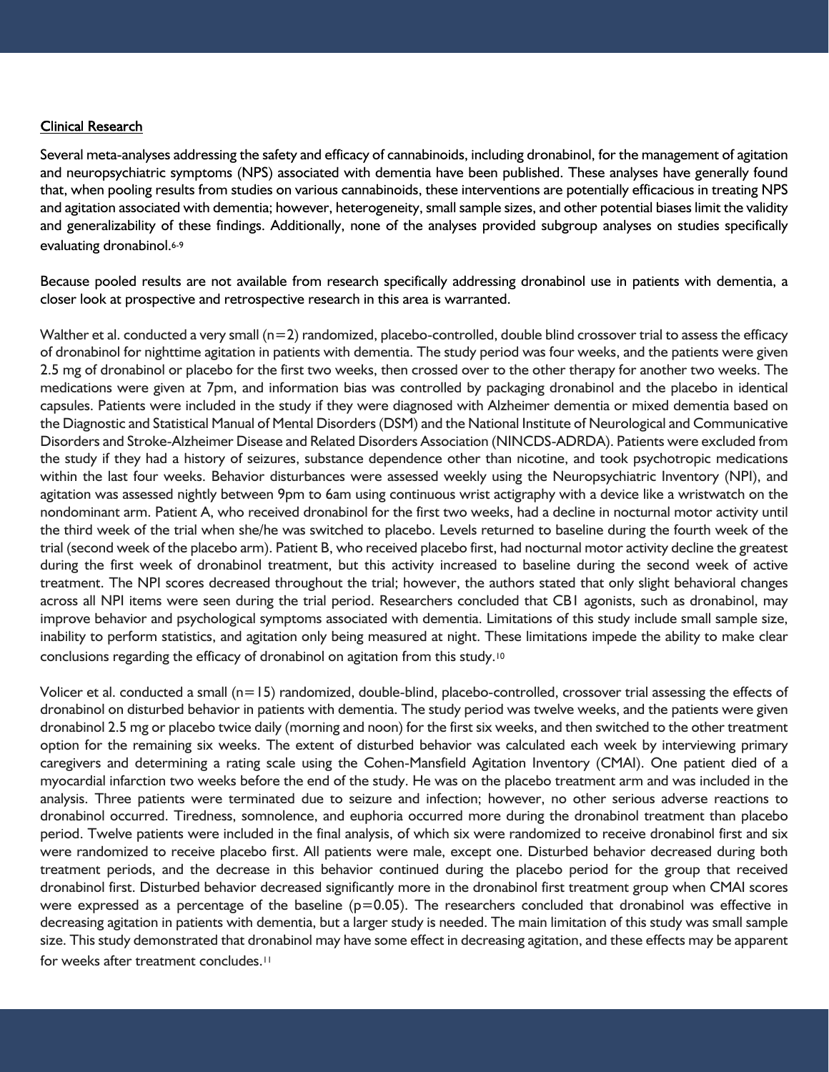## Clinical Research

Several meta-analyses addressing the safety and efficacy of cannabinoids, including dronabinol, for the management of agitation and neuropsychiatric symptoms (NPS) associated with dementia have been published. These analyses have generally found that, when pooling results from studies on various cannabinoids, these interventions are potentially efficacious in treating NPS and agitation associated with dementia; however, heterogeneity, small sample sizes, and other potential biases limit the validity and generalizability of these findings. Additionally, none of the analyses provided subgroup analyses on studies specifically evaluating dronabinol.[6-9]

Because pooled results are not available from research specifically addressing dronabinol use in patients with dementia, a closer look at prospective and retrospective research in this area is warranted.

Walther et al. conducted a very small (n=2) randomized, placebo-controlled, double blind crossover trial to assess the efficacy of dronabinol for nighttime agitation in patients with dementia. The study period was four weeks, and the patients were given 2.5 mg of dronabinol or placebo for the first two weeks, then crossed over to the other therapy for another two weeks. The medications were given at 7pm, and information bias was controlled by packaging dronabinol and the placebo in identical capsules. Patients were included in the study if they were diagnosed with Alzheimer dementia or mixed dementia based on the Diagnostic and Statistical Manual of Mental Disorders (DSM) and the National Institute of Neurological and Communicative Disorders and Stroke-Alzheimer Disease and Related Disorders Association (NINCDS-ADRDA). Patients were excluded from the study if they had a history of seizures, substance dependence other than nicotine, and took psychotropic medications within the last four weeks. Behavior disturbances were assessed weekly using the Neuropsychiatric Inventory (NPI), and agitation was assessed nightly between 9pm to 6am using continuous wrist actigraphy with a device like a wristwatch on the nondominant arm. Patient A, who received dronabinol for the first two weeks, had a decline in nocturnal motor activity until the third week of the trial when she/he was switched to placebo. Levels returned to baseline during the fourth week of the trial (second week of the placebo arm). Patient B, who received placebo first, had nocturnal motor activity decline the greatest during the first week of dronabinol treatment, but this activity increased to baseline during the second week of active treatment. The NPI scores decreased throughout the trial; however, the authors stated that only slight behavioral changes across all NPI items were seen during the trial period. Researchers concluded that CB1 agonists, such as dronabinol, may improve behavior and psychological symptoms associated with dementia. Limitations of this study include small sample size, inability to perform statistics, and agitation only being measured at night. These limitations impede the ability to make clear conclusions regarding the efficacy of dronabinol on agitation from this study.[10]

Volicer et al. conducted a small (n=15) randomized, double-blind, placebo-controlled, crossover trial assessing the effects of dronabinol on disturbed behavior in patients with dementia. The study period was twelve weeks, and the patients were given dronabinol 2.5 mg or placebo twice daily (morning and noon) for the first six weeks, and then switched to the other treatment option for the remaining six weeks. The extent of disturbed behavior was calculated each week by interviewing primary caregivers and determining a rating scale using the Cohen-Mansfield Agitation Inventory (CMAI). One patient died of a myocardial infarction two weeks before the end of the study. He was on the placebo treatment arm and was included in the analysis. Three patients were terminated due to seizure and infection; however, no other serious adverse reactions to dronabinol occurred. Tiredness, somnolence, and euphoria occurred more during the dronabinol treatment than placebo period. Twelve patients were included in the final analysis, of which six were randomized to receive dronabinol first and six were randomized to receive placebo first. All patients were male, except one. Disturbed behavior decreased during both treatment periods, and the decrease in this behavior continued during the placebo period for the group that received dronabinol first. Disturbed behavior decreased significantly more in the dronabinol first treatment group when CMAI scores were expressed as a percentage of the baseline ($p=0.05$). The researchers concluded that dronabinol was effective in decreasing agitation in patients with dementia, but a larger study is needed. The main limitation of this study was small sample size. This study demonstrated that dronabinol may have some effect in decreasing agitation, and these effects may be apparent for weeks after treatment concludes.[11]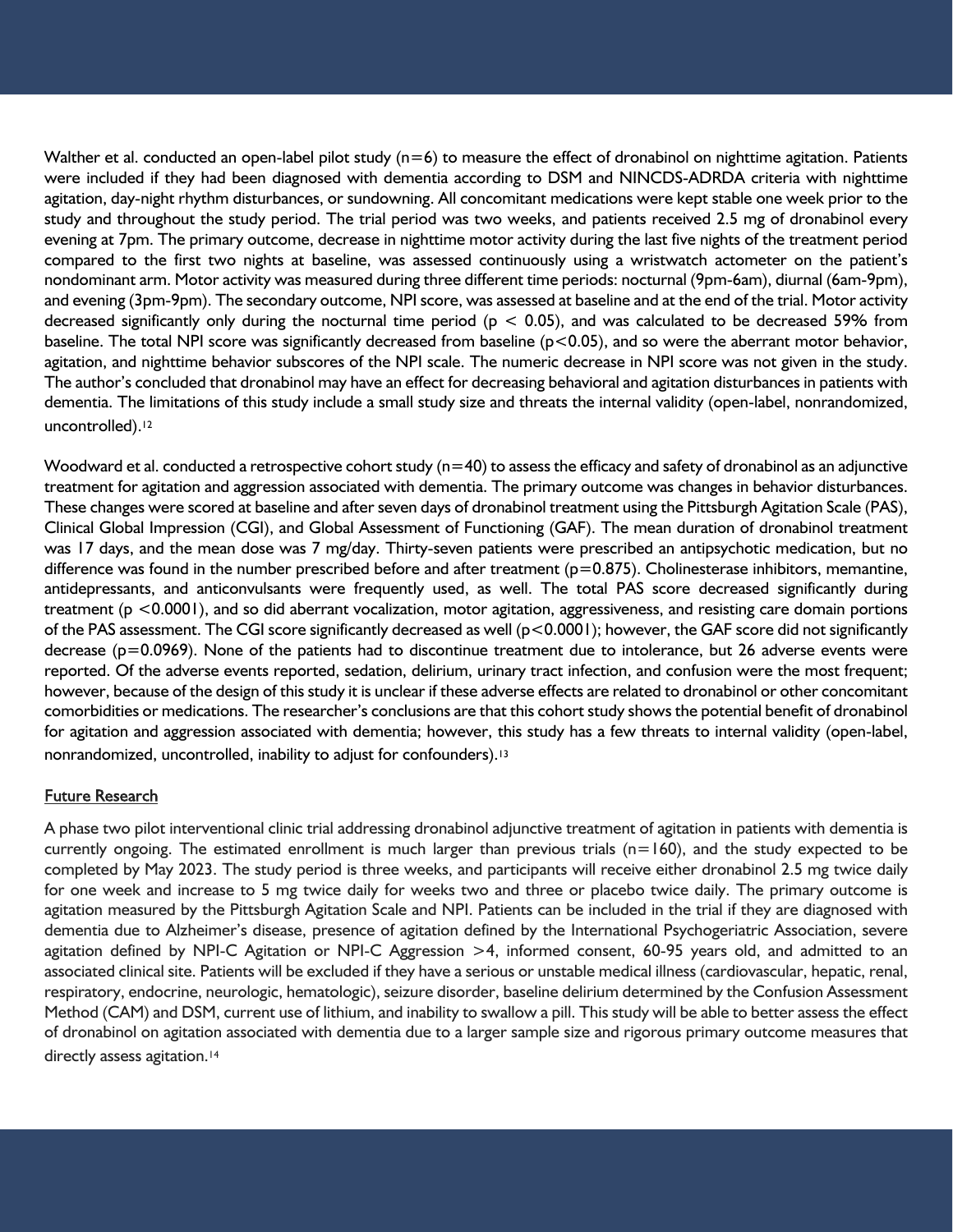Walther et al. conducted an open-label pilot study (n=6) to measure the effect of dronabinol on nighttime agitation. Patients were included if they had been diagnosed with dementia according to DSM and NINCDS-ADRDA criteria with nighttime agitation, day-night rhythm disturbances, or sundowning. All concomitant medications were kept stable one week prior to the study and throughout the study period. The trial period was two weeks, and patients received 2.5 mg of dronabinol every evening at 7pm. The primary outcome, decrease in nighttime motor activity during the last five nights of the treatment period compared to the first two nights at baseline, was assessed continuously using a wristwatch actometer on the patient's nondominant arm. Motor activity was measured during three different time periods: nocturnal (9pm-6am), diurnal (6am-9pm), and evening (3pm-9pm). The secondary outcome, NPI score, was assessed at baseline and at the end of the trial. Motor activity decreased significantly only during the nocturnal time period ($p < 0.05$), and was calculated to be decreased 59% from baseline. The total NPI score was significantly decreased from baseline ($p<0.05$), and so were the aberrant motor behavior, agitation, and nighttime behavior subscores of the NPI scale. The numeric decrease in NPI score was not given in the study. The author's concluded that dronabinol may have an effect for decreasing behavioral and agitation disturbances in patients with dementia. The limitations of this study include a small study size and threats the internal validity (open-label, nonrandomized, uncontrolled).[12]

Woodward et al. conducted a retrospective cohort study (n=40) to assess the efficacy and safety of dronabinol as an adjunctive treatment for agitation and aggression associated with dementia. The primary outcome was changes in behavior disturbances. These changes were scored at baseline and after seven days of dronabinol treatment using the Pittsburgh Agitation Scale (PAS), Clinical Global Impression (CGI), and Global Assessment of Functioning (GAF). The mean duration of dronabinol treatment was 17 days, and the mean dose was 7 mg/day. Thirty-seven patients were prescribed an antipsychotic medication, but no difference was found in the number prescribed before and after treatment ($p=0.875$). Cholinesterase inhibitors, memantine, antidepressants, and anticonvulsants were frequently used, as well. The total PAS score decreased significantly during treatment ($p <0.0001$), and so did aberrant vocalization, motor agitation, aggressiveness, and resisting care domain portions of the PAS assessment. The CGI score significantly decreased as well ($p<0.0001$); however, the GAF score did not significantly decrease ($p=0.0969$). None of the patients had to discontinue treatment due to intolerance, but 26 adverse events were reported. Of the adverse events reported, sedation, delirium, urinary tract infection, and confusion were the most frequent; however, because of the design of this study it is unclear if these adverse effects are related to dronabinol or other concomitant comorbidities or medications. The researcher's conclusions are that this cohort study shows the potential benefit of dronabinol for agitation and aggression associated with dementia; however, this study has a few threats to internal validity (open-label, nonrandomized, uncontrolled, inability to adjust for confounders).[13]

## Future Research

A phase two pilot interventional clinic trial addressing dronabinol adjunctive treatment of agitation in patients with dementia is currently ongoing. The estimated enrollment is much larger than previous trials (n=160), and the study expected to be completed by May 2023. The study period is three weeks, and participants will receive either dronabinol 2.5 mg twice daily for one week and increase to 5 mg twice daily for weeks two and three or placebo twice daily. The primary outcome is agitation measured by the Pittsburgh Agitation Scale and NPI. Patients can be included in the trial if they are diagnosed with dementia due to Alzheimer's disease, presence of agitation defined by the International Psychogeriatric Association, severe agitation defined by NPI-C Agitation or NPI-C Aggression >4, informed consent, 60-95 years old, and admitted to an associated clinical site. Patients will be excluded if they have a serious or unstable medical illness (cardiovascular, hepatic, renal, respiratory, endocrine, neurologic, hematologic), seizure disorder, baseline delirium determined by the Confusion Assessment Method (CAM) and DSM, current use of lithium, and inability to swallow a pill. This study will be able to better assess the effect of dronabinol on agitation associated with dementia due to a larger sample size and rigorous primary outcome measures that directly assess agitation.[14]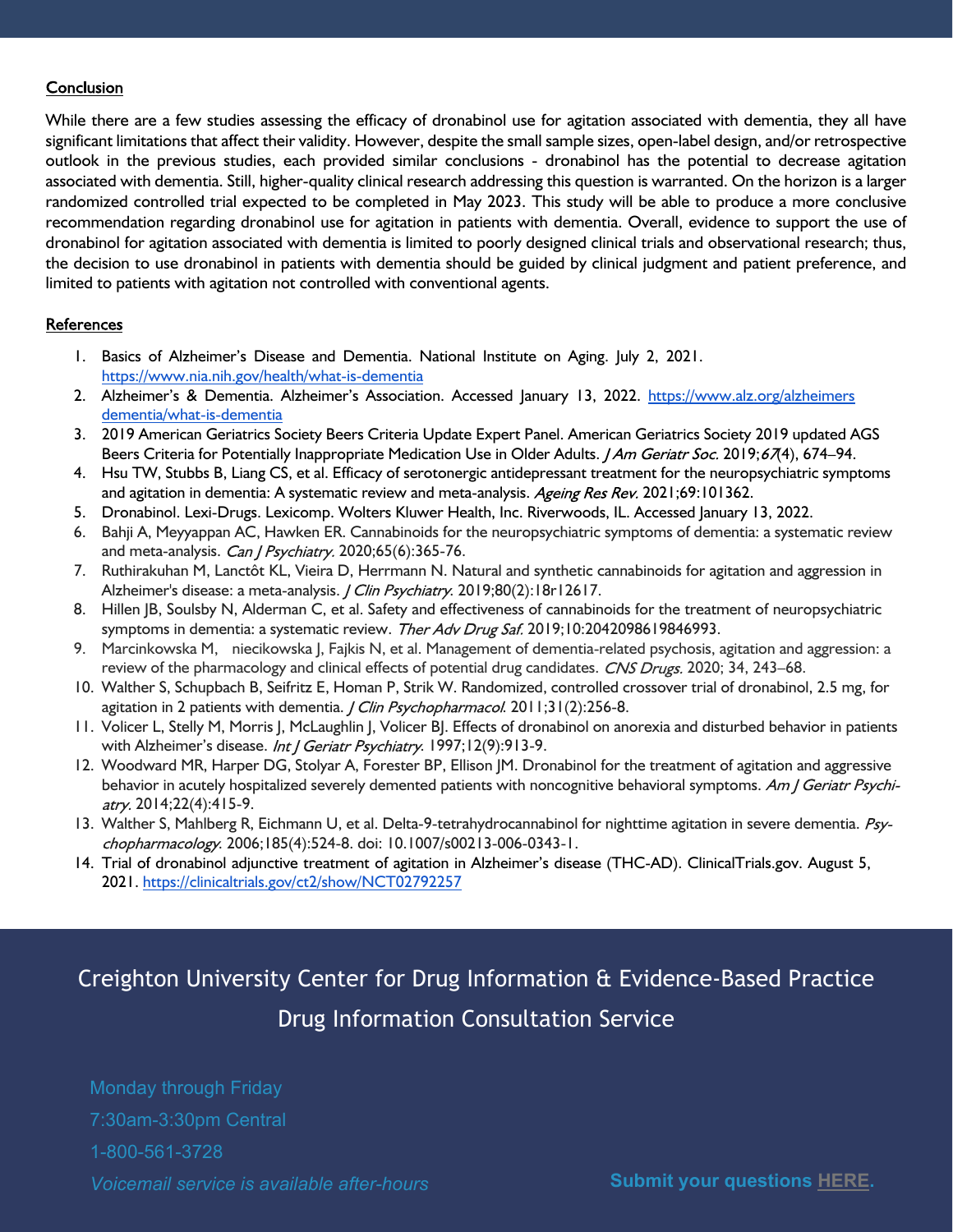## Conclusion

While there are a few studies assessing the efficacy of dronabinol use for agitation associated with dementia, they all have significant limitations that affect their validity. However, despite the small sample sizes, open-label design, and/or retrospective outlook in the previous studies, each provided similar conclusions - dronabinol has the potential to decrease agitation associated with dementia. Still, higher-quality clinical research addressing this question is warranted. On the horizon is a larger randomized controlled trial expected to be completed in May 2023. This study will be able to produce a more conclusive recommendation regarding dronabinol use for agitation in patients with dementia. Overall, evidence to support the use of dronabinol for agitation associated with dementia is limited to poorly designed clinical trials and observational research; thus, the decision to use dronabinol in patients with dementia should be guided by clinical judgment and patient preference, and limited to patients with agitation not controlled with conventional agents.

## References

1. Basics of Alzheimer's Disease and Dementia. National Institute on Aging. July 2, 2021. https://www.nia.nih.gov/health/what-is-dementia
2. Alzheimer's & Dementia. Alzheimer's Association. Accessed January 13, 2022. https://www.alz.org/alzheimers dementia/what-is-dementia
3. 2019 American Geriatrics Society Beers Criteria Update Expert Panel. American Geriatrics Society 2019 updated AGS Beers Criteria for Potentially Inappropriate Medication Use in Older Adults. *J Am Geriatr Soc.* 2019;*67*(4), 674–94.
4. Hsu TW, Stubbs B, Liang CS, et al. Efficacy of serotonergic antidepressant treatment for the neuropsychiatric symptoms and agitation in dementia: A systematic review and meta-analysis. *Ageing Res Rev.* 2021;69:101362.
5. Dronabinol. Lexi-Drugs. Lexicomp. Wolters Kluwer Health, Inc. Riverwoods, IL. Accessed January 13, 2022.
6. Bahji A, Meyyappan AC, Hawken ER. Cannabinoids for the neuropsychiatric symptoms of dementia: a systematic review and meta-analysis. *Can J Psychiatry.* 2020;65(6):365-76.
7. Ruthirakuhan M, Lanctôt KL, Vieira D, Herrmann N. Natural and synthetic cannabinoids for agitation and aggression in Alzheimer's disease: a meta-analysis. *J Clin Psychiatry.* 2019;80(2):18r12617.
8. Hillen JB, Soulsby N, Alderman C, et al. Safety and effectiveness of cannabinoids for the treatment of neuropsychiatric symptoms in dementia: a systematic review. *Ther Adv Drug Saf.* 2019;10:2042098619846993.
9. Marcinkowska M, niecikowska J, Fajkis N, et al. Management of dementia-related psychosis, agitation and aggression: a review of the pharmacology and clinical effects of potential drug candidates. *CNS Drugs.* 2020; 34, 243–68.
10. Walther S, Schupbach B, Seifritz E, Homan P, Strik W. Randomized, controlled crossover trial of dronabinol, 2.5 mg, for agitation in 2 patients with dementia. *J Clin Psychopharmacol.* 2011;31(2):256-8.
11. Volicer L, Stelly M, Morris J, McLaughlin J, Volicer BJ. Effects of dronabinol on anorexia and disturbed behavior in patients with Alzheimer's disease. *Int J Geriatr Psychiatry.* 1997;12(9):913-9.
12. Woodward MR, Harper DG, Stolyar A, Forester BP, Ellison JM. Dronabinol for the treatment of agitation and aggressive behavior in acutely hospitalized severely demented patients with noncognitive behavioral symptoms. *Am J Geriatr Psychiatry.* 2014;22(4):415-9.
13. Walther S, Mahlberg R, Eichmann U, et al. Delta-9-tetrahydrocannabinol for nighttime agitation in severe dementia. *Psychopharmacology.* 2006;185(4):524-8. doi: 10.1007/s00213-006-0343-1.
14. Trial of dronabinol adjunctive treatment of agitation in Alzheimer's disease (THC-AD). ClinicalTrials.gov. August 5, 2021. https://clinicaltrials.gov/ct2/show/NCT02792257

Creighton University Center for Drug Information & Evidence-Based Practice

Drug Information Consultation Service

Monday through Friday

7:30am-3:30pm Central

1-800-561-3728

*Voicemail service is available after-hours*

**Submit your questions HERE.**